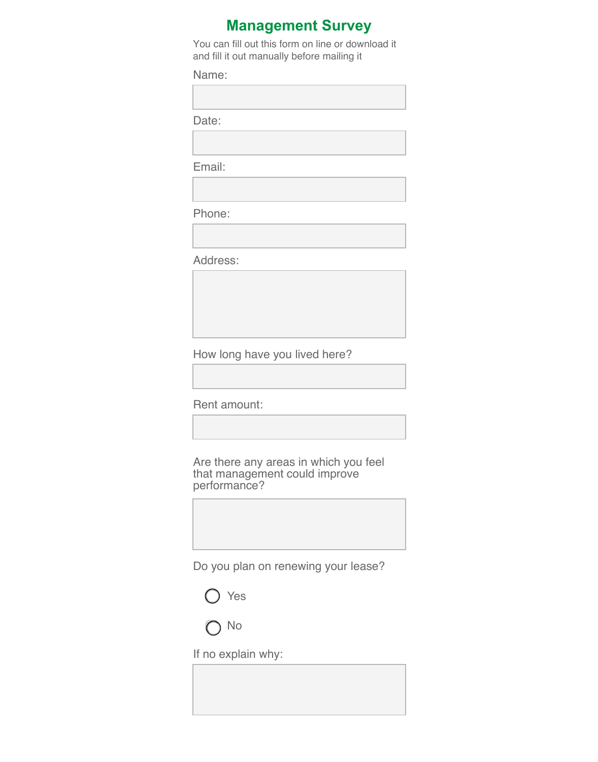# Management Survey

You can fill out this form on line or download it and fill it out manually before mailing it

Name:

Date:

Email:

Phone:

Address:

How long have you lived here?

Rent amount:

Are there any areas in which you feel that management could improve performance?

Do you plan on renewing your lease?

- ○ Yes
- ○ No

If no explain why: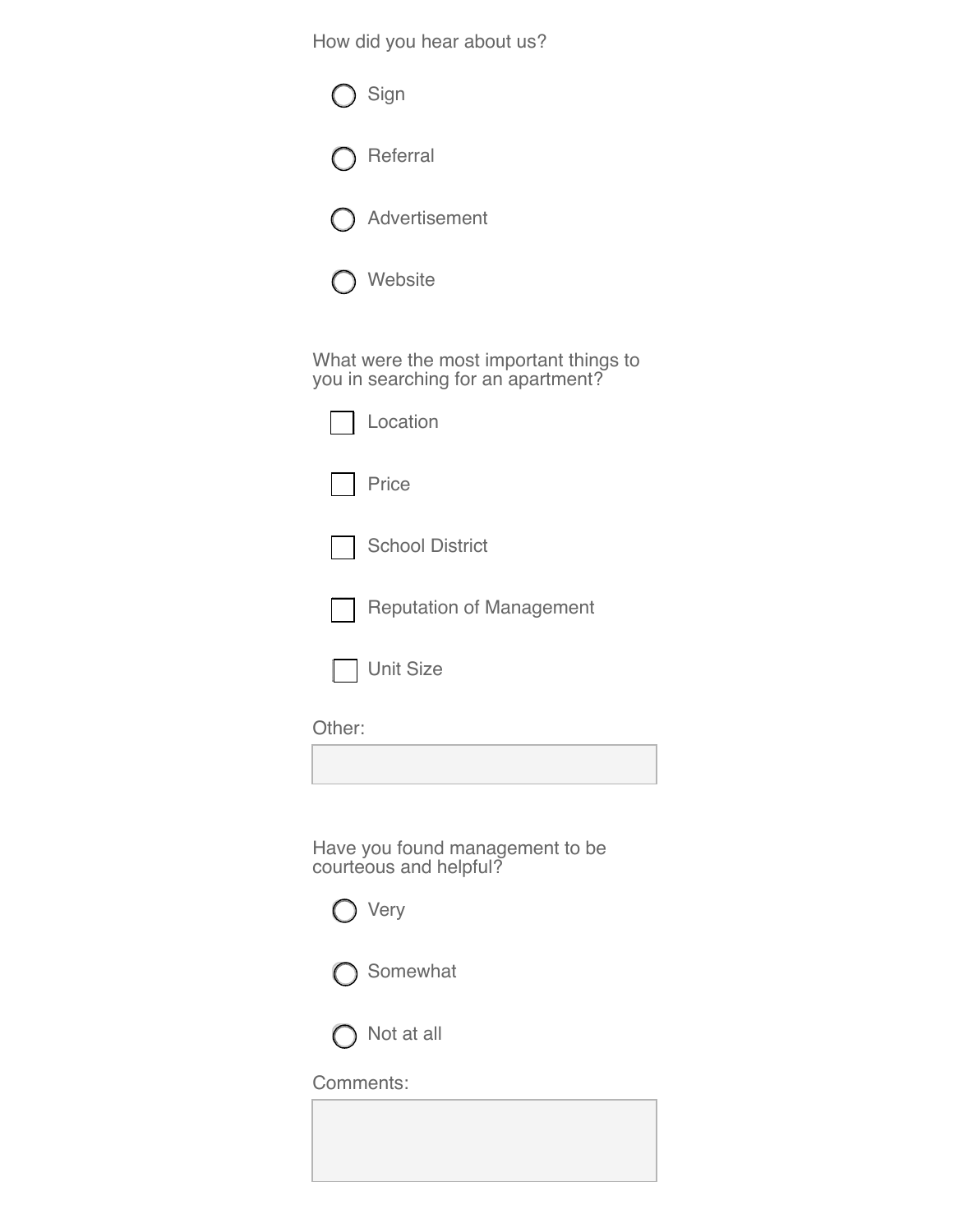How did you hear about us?

- ◯ Sign
- ◯ Referral
- ◯ Advertisement
- ◯ Website

What were the most important things to you in searching for an apartment?

- ☐ Location
- ☐ Price
- ☐ School District
- ☐ Reputation of Management
- ☐ Unit Size

Other:

Have you found management to be courteous and helpful?

- ◯ Very
- ◯ Somewhat
- ◯ Not at all

Comments: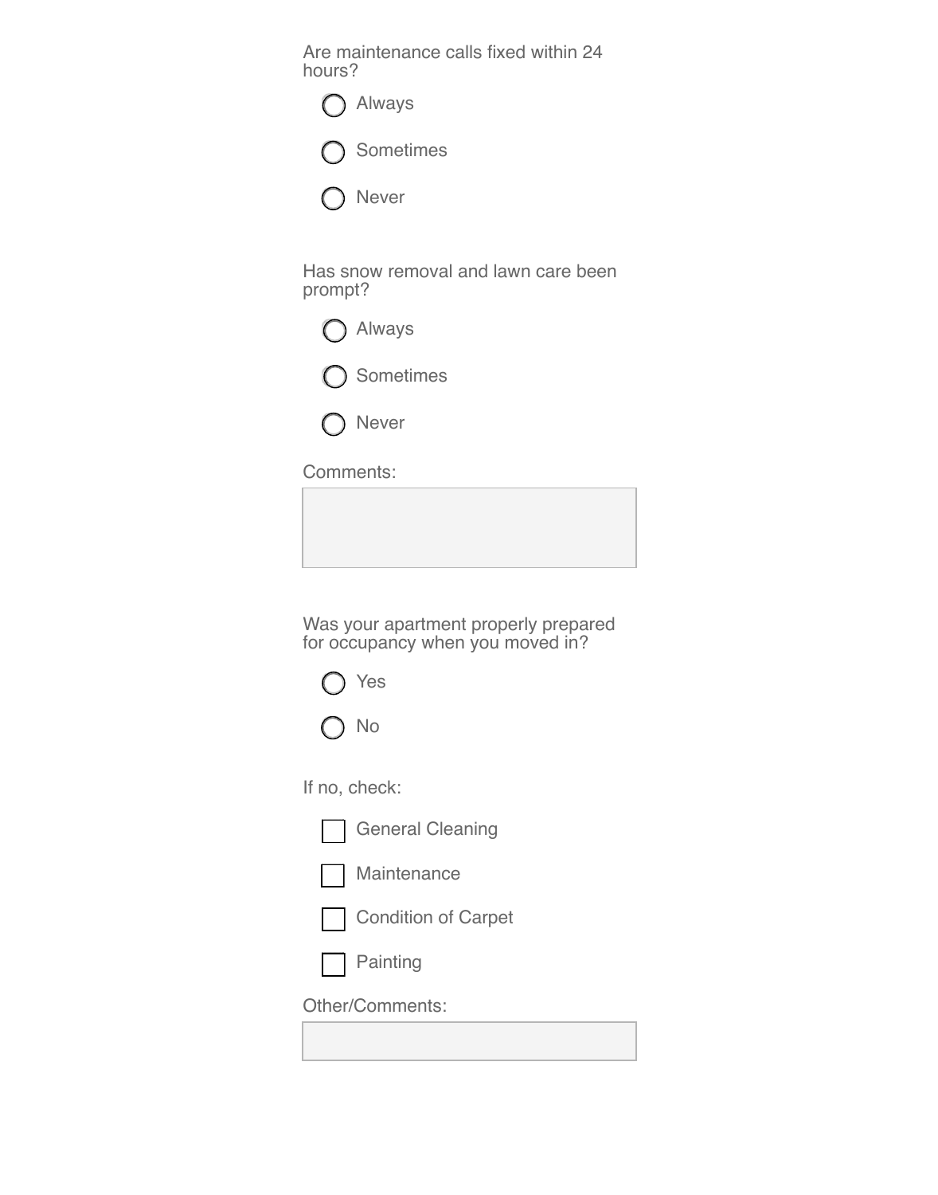Are maintenance calls fixed within 24 hours?

- ○ Always
- ○ Sometimes
- ○ Never

Has snow removal and lawn care been prompt?

- ○ Always
- ○ Sometimes
- ○ Never

Comments:

Was your apartment properly prepared for occupancy when you moved in?

- ○ Yes
- ○ No

If no, check:

- ☐ General Cleaning
- ☐ Maintenance
- ☐ Condition of Carpet
- ☐ Painting

Other/Comments: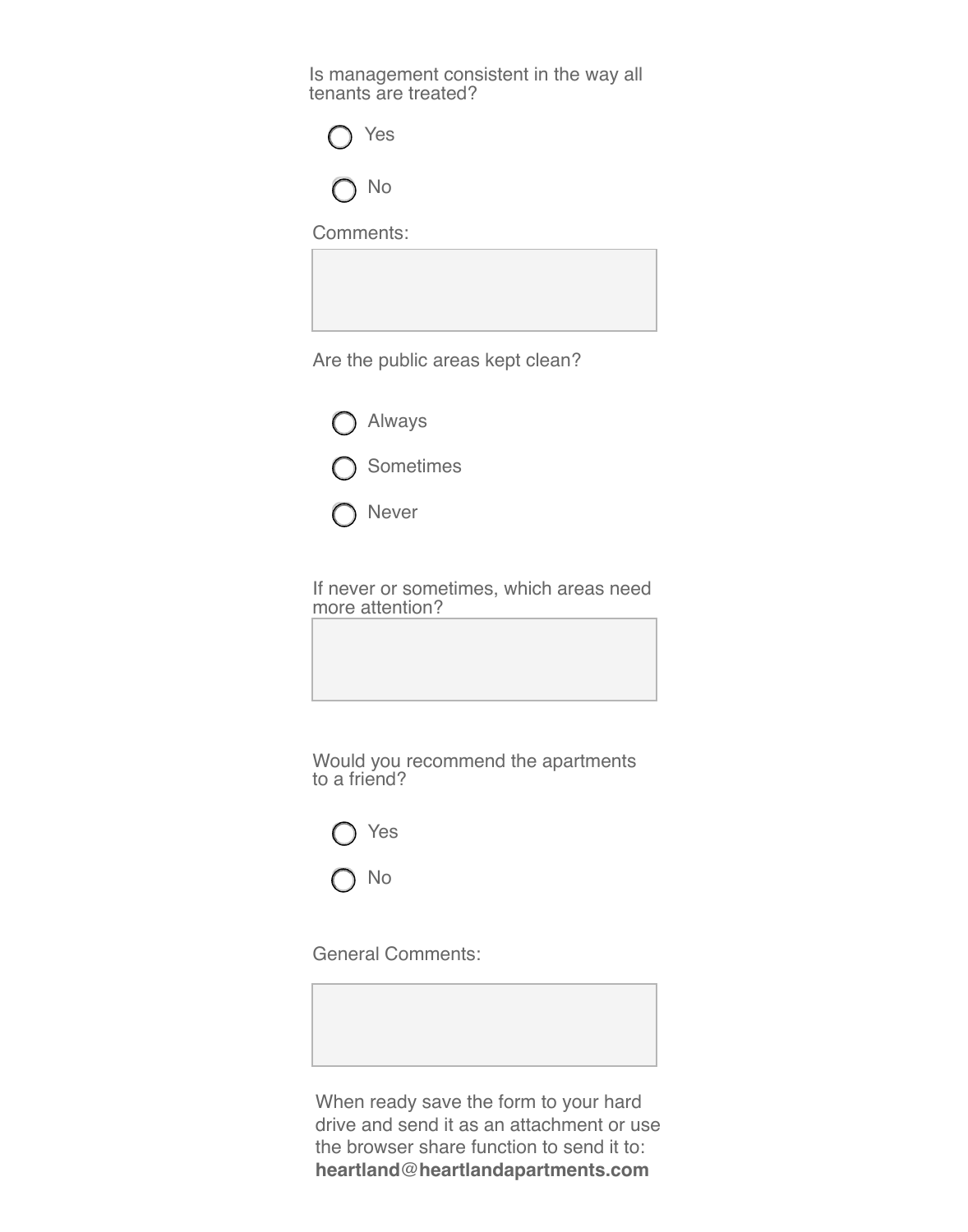Is management consistent in the way all tenants are treated?

- ◯ Yes
- ◯ No

Comments:

Are the public areas kept clean?

- ◯ Always
- ◯ Sometimes
- ◯ Never

If never or sometimes, which areas need more attention?

Would you recommend the apartments to a friend?

- ◯ Yes
- ◯ No

General Comments:

When ready save the form to your hard drive and send it as an attachment or use the browser share function to send it to: **heartland@heartlandapartments.com**